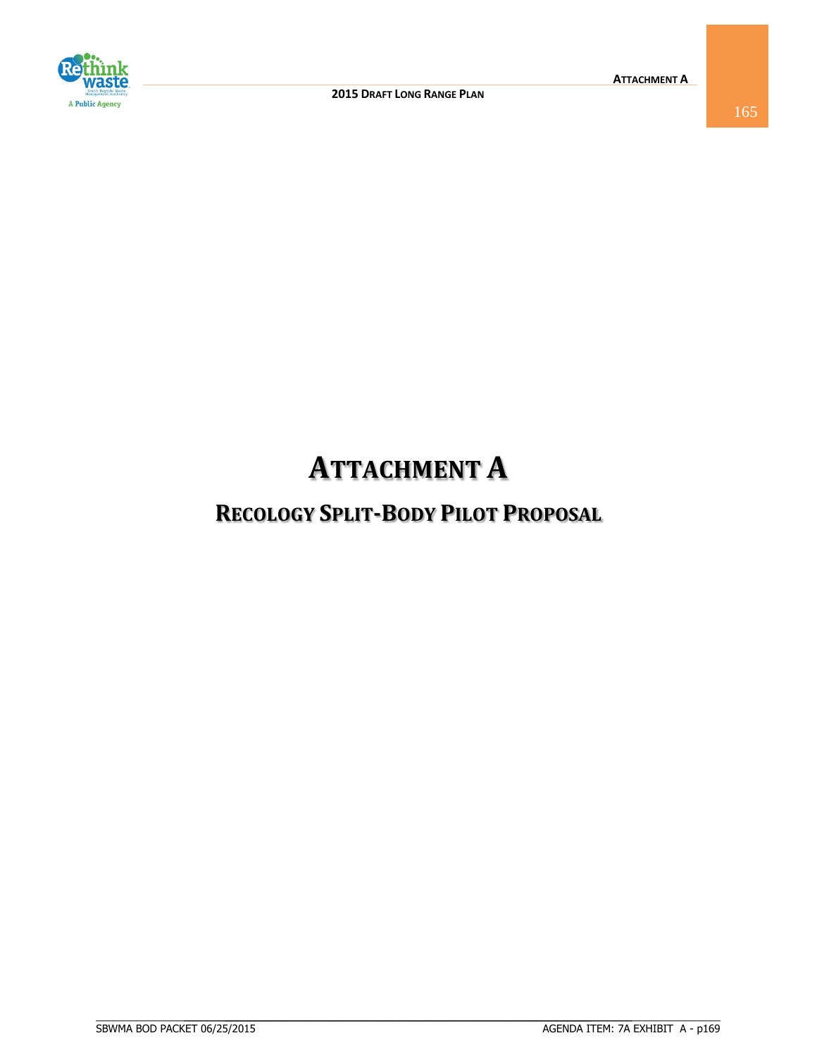# ATTACHMENT A

## RECOLOGY SPLIT-BODY PILOT PROPOSAL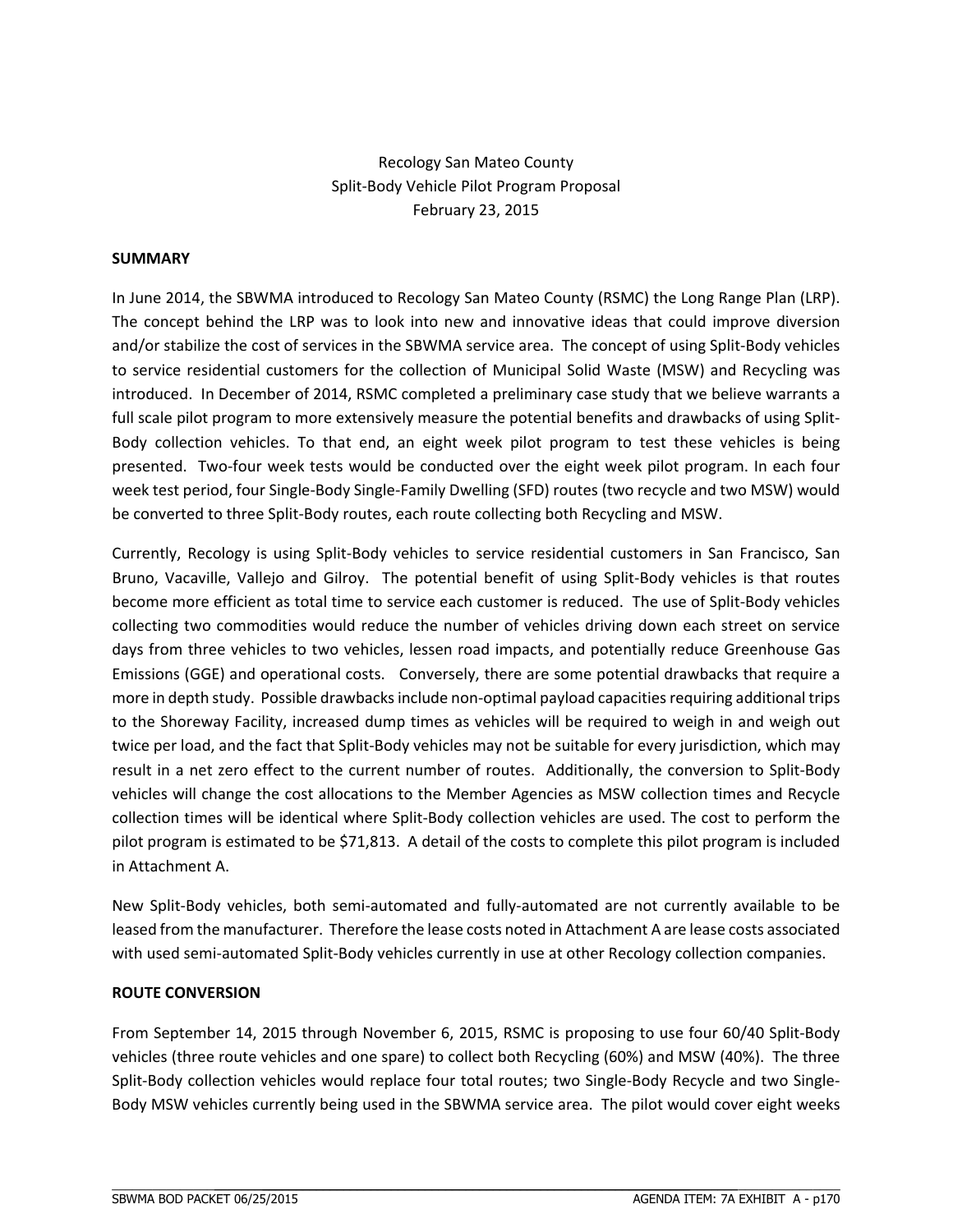Recology San Mateo County
Split-Body Vehicle Pilot Program Proposal
February 23, 2015

## SUMMARY

In June 2014, the SBWMA introduced to Recology San Mateo County (RSMC) the Long Range Plan (LRP). The concept behind the LRP was to look into new and innovative ideas that could improve diversion and/or stabilize the cost of services in the SBWMA service area. The concept of using Split-Body vehicles to service residential customers for the collection of Municipal Solid Waste (MSW) and Recycling was introduced. In December of 2014, RSMC completed a preliminary case study that we believe warrants a full scale pilot program to more extensively measure the potential benefits and drawbacks of using Split-Body collection vehicles. To that end, an eight week pilot program to test these vehicles is being presented. Two-four week tests would be conducted over the eight week pilot program. In each four week test period, four Single-Body Single-Family Dwelling (SFD) routes (two recycle and two MSW) would be converted to three Split-Body routes, each route collecting both Recycling and MSW.

Currently, Recology is using Split-Body vehicles to service residential customers in San Francisco, San Bruno, Vacaville, Vallejo and Gilroy. The potential benefit of using Split-Body vehicles is that routes become more efficient as total time to service each customer is reduced. The use of Split-Body vehicles collecting two commodities would reduce the number of vehicles driving down each street on service days from three vehicles to two vehicles, lessen road impacts, and potentially reduce Greenhouse Gas Emissions (GGE) and operational costs. Conversely, there are some potential drawbacks that require a more in depth study. Possible drawbacks include non-optimal payload capacities requiring additional trips to the Shoreway Facility, increased dump times as vehicles will be required to weigh in and weigh out twice per load, and the fact that Split-Body vehicles may not be suitable for every jurisdiction, which may result in a net zero effect to the current number of routes. Additionally, the conversion to Split-Body vehicles will change the cost allocations to the Member Agencies as MSW collection times and Recycle collection times will be identical where Split-Body collection vehicles are used. The cost to perform the pilot program is estimated to be $71,813. A detail of the costs to complete this pilot program is included in Attachment A.

New Split-Body vehicles, both semi-automated and fully-automated are not currently available to be leased from the manufacturer. Therefore the lease costs noted in Attachment A are lease costs associated with used semi-automated Split-Body vehicles currently in use at other Recology collection companies.

## ROUTE CONVERSION

From September 14, 2015 through November 6, 2015, RSMC is proposing to use four 60/40 Split-Body vehicles (three route vehicles and one spare) to collect both Recycling (60%) and MSW (40%). The three Split-Body collection vehicles would replace four total routes; two Single-Body Recycle and two Single-Body MSW vehicles currently being used in the SBWMA service area. The pilot would cover eight weeks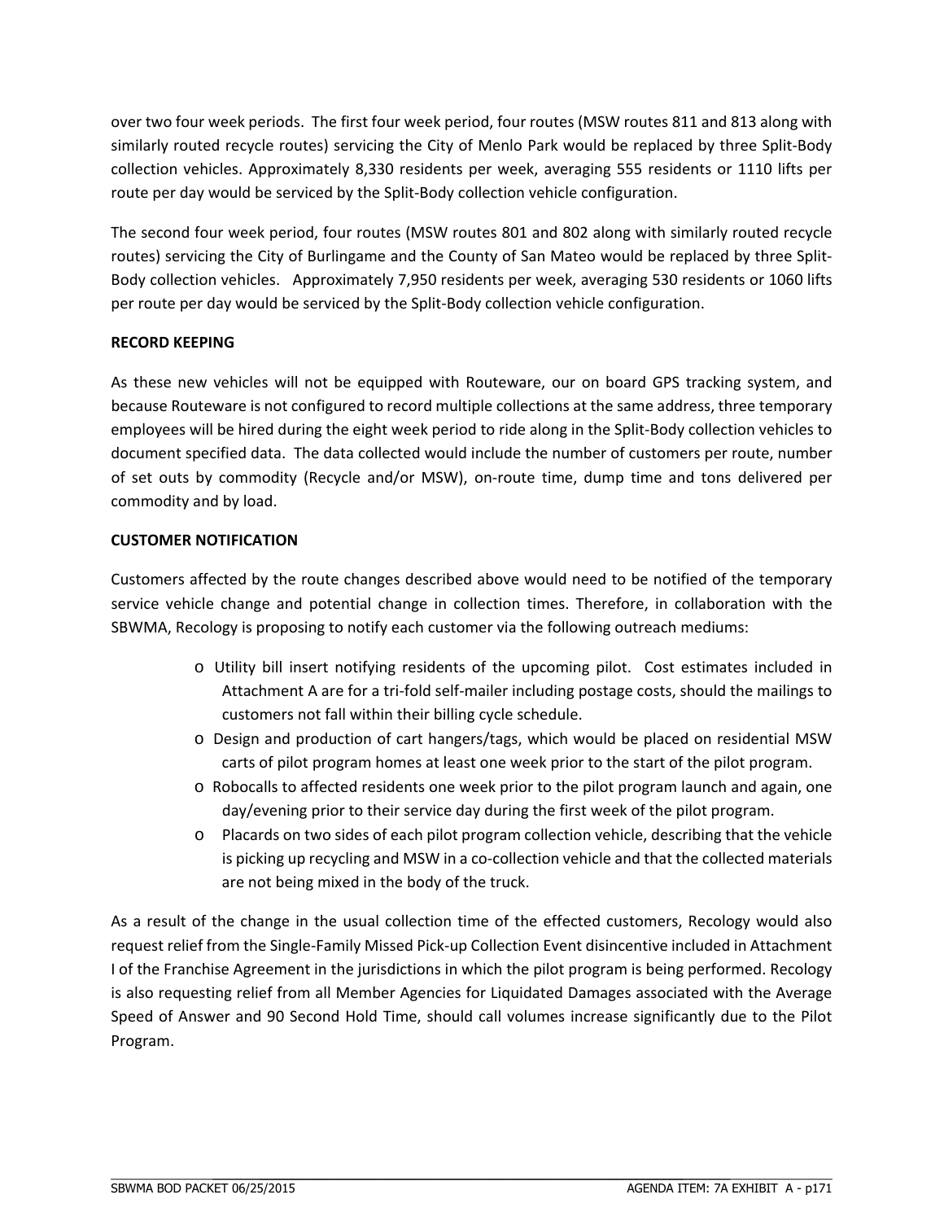over two four week periods. The first four week period, four routes (MSW routes 811 and 813 along with similarly routed recycle routes) servicing the City of Menlo Park would be replaced by three Split-Body collection vehicles. Approximately 8,330 residents per week, averaging 555 residents or 1110 lifts per route per day would be serviced by the Split-Body collection vehicle configuration.

The second four week period, four routes (MSW routes 801 and 802 along with similarly routed recycle routes) servicing the City of Burlingame and the County of San Mateo would be replaced by three Split-Body collection vehicles. Approximately 7,950 residents per week, averaging 530 residents or 1060 lifts per route per day would be serviced by the Split-Body collection vehicle configuration.

**RECORD KEEPING**

As these new vehicles will not be equipped with Routeware, our on board GPS tracking system, and because Routeware is not configured to record multiple collections at the same address, three temporary employees will be hired during the eight week period to ride along in the Split-Body collection vehicles to document specified data. The data collected would include the number of customers per route, number of set outs by commodity (Recycle and/or MSW), on-route time, dump time and tons delivered per commodity and by load.

**CUSTOMER NOTIFICATION**

Customers affected by the route changes described above would need to be notified of the temporary service vehicle change and potential change in collection times. Therefore, in collaboration with the SBWMA, Recology is proposing to notify each customer via the following outreach mediums:

- Utility bill insert notifying residents of the upcoming pilot. Cost estimates included in Attachment A are for a tri-fold self-mailer including postage costs, should the mailings to customers not fall within their billing cycle schedule.
- Design and production of cart hangers/tags, which would be placed on residential MSW carts of pilot program homes at least one week prior to the start of the pilot program.
- Robocalls to affected residents one week prior to the pilot program launch and again, one day/evening prior to their service day during the first week of the pilot program.
- Placards on two sides of each pilot program collection vehicle, describing that the vehicle is picking up recycling and MSW in a co-collection vehicle and that the collected materials are not being mixed in the body of the truck.

As a result of the change in the usual collection time of the effected customers, Recology would also request relief from the Single-Family Missed Pick-up Collection Event disincentive included in Attachment I of the Franchise Agreement in the jurisdictions in which the pilot program is being performed. Recology is also requesting relief from all Member Agencies for Liquidated Damages associated with the Average Speed of Answer and 90 Second Hold Time, should call volumes increase significantly due to the Pilot Program.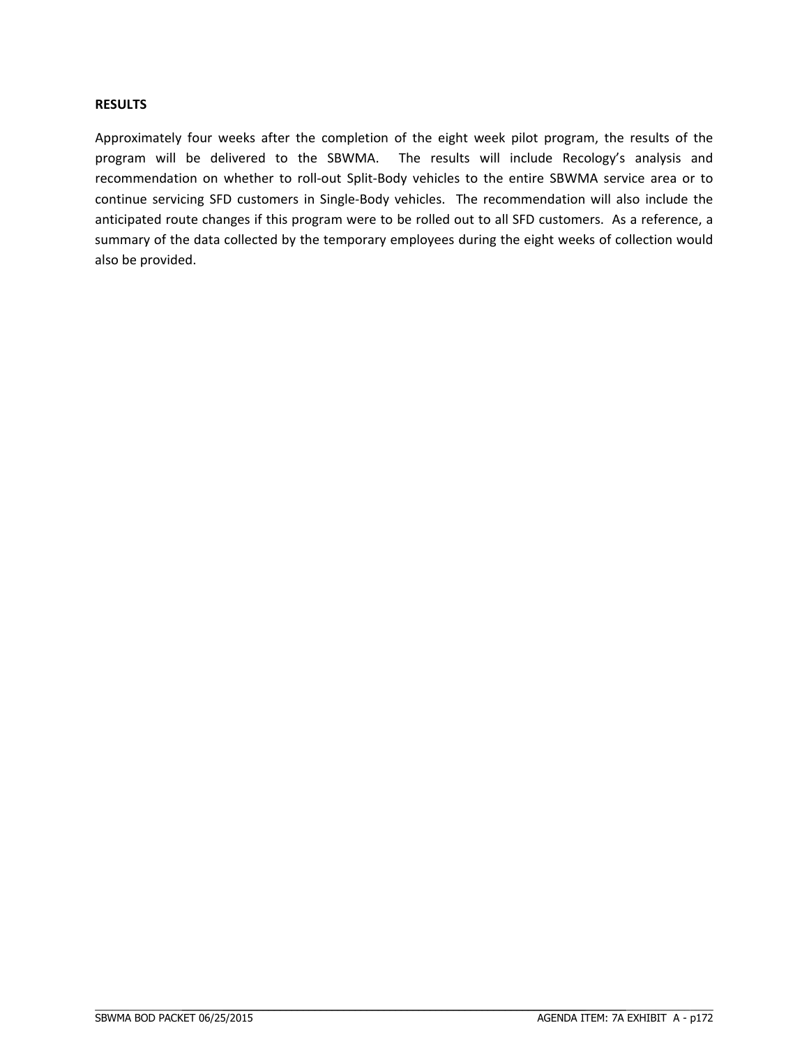**RESULTS**

Approximately four weeks after the completion of the eight week pilot program, the results of the program will be delivered to the SBWMA. The results will include Recology's analysis and recommendation on whether to roll-out Split-Body vehicles to the entire SBWMA service area or to continue servicing SFD customers in Single-Body vehicles. The recommendation will also include the anticipated route changes if this program were to be rolled out to all SFD customers. As a reference, a summary of the data collected by the temporary employees during the eight weeks of collection would also be provided.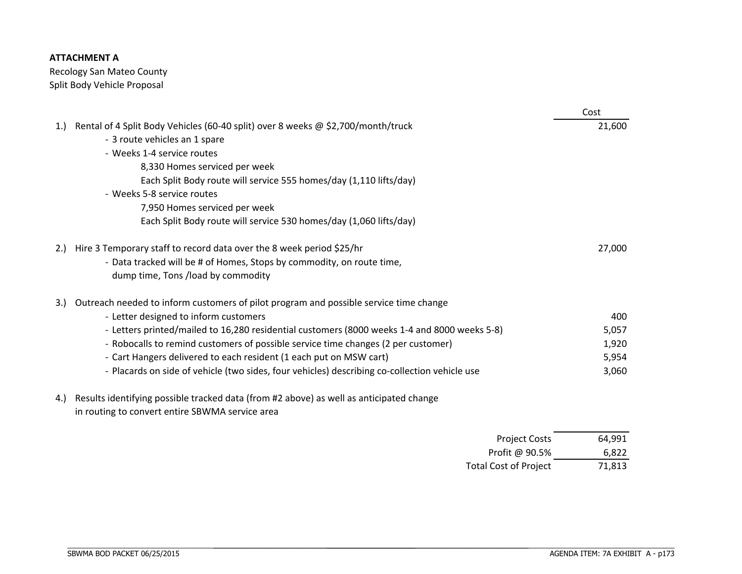**ATTACHMENT A**

Recology San Mateo County
Split Body Vehicle Proposal

| | | Cost |
|---|---|---|
| 1.) | Rental of 4 Split Body Vehicles (60-40 split) over 8 weeks @ $2,700/month/truck | 21,600 |
| | - 3 route vehicles an 1 spare | |
| | - Weeks 1-4 service routes | |
| | 8,330 Homes serviced per week | |
| | Each Split Body route will service 555 homes/day (1,110 lifts/day) | |
| | - Weeks 5-8 service routes | |
| | 7,950 Homes serviced per week | |
| | Each Split Body route will service 530 homes/day (1,060 lifts/day) | |
| 2.) | Hire 3 Temporary staff to record data over the 8 week period $25/hr | 27,000 |
| | - Data tracked will be # of Homes, Stops by commodity, on route time, dump time, Tons /load by commodity | |
| 3.) | Outreach needed to inform customers of pilot program and possible service time change | |
| | - Letter designed to inform customers | 400 |
| | - Letters printed/mailed to 16,280 residential customers (8000 weeks 1-4 and 8000 weeks 5-8) | 5,057 |
| | - Robocalls to remind customers of possible service time changes (2 per customer) | 1,920 |
| | - Cart Hangers delivered to each resident (1 each put on MSW cart) | 5,954 |
| | - Placards on side of vehicle (two sides, four vehicles) describing co-collection vehicle use | 3,060 |
| 4.) | Results identifying possible tracked data (from #2 above) as well as anticipated change in routing to convert entire SBWMA service area | |
| | Project Costs | 64,991 |
| | Profit @ 90.5% | 6,822 |
| | Total Cost of Project | 71,813 |